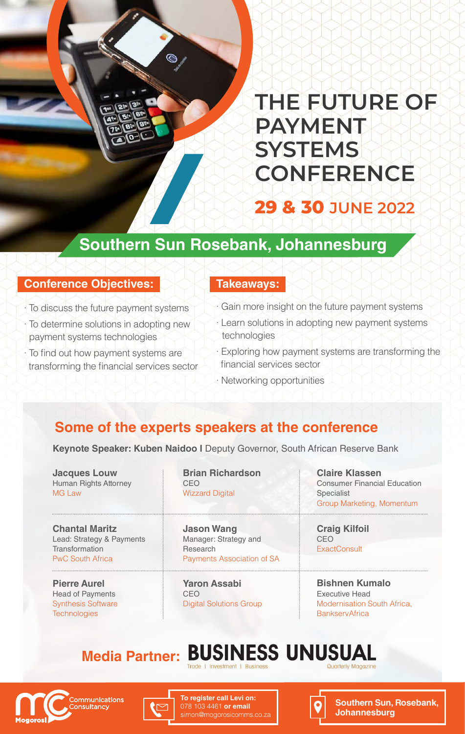# THE FUTURE OF PAYMENT SYSTEMS CONFERENCE

## 29 & 30 JUNE 2022

## Southern Sun Rosebank, Johannesburg

### Conference Objectives:

- To discuss the future payment systems
- To determine solutions in adopting new payment systems technologies
- To find out how payment systems are transforming the financial services sector

### Takeaways:

- Gain more insight on the future payment systems
- Learn solutions in adopting new payment systems technologies
- Exploring how payment systems are transforming the financial services sector
- Networking opportunities

## Some of the experts speakers at the conference

**Keynote Speaker: Kuben Naidoo I** Deputy Governor, South African Reserve Bank

**Jacques Louw**
Human Rights Attorney
MG Law

**Brian Richardson**
CEO
Wizzard Digital

**Claire Klassen**
Consumer Financial Education Specialist
Group Marketing, Momentum

**Chantal Maritz**
Lead: Strategy & Payments Transformation
PwC South Africa

**Jason Wang**
Manager: Strategy and Research
Payments Association of SA

**Craig Kilfoil**
CEO
ExactConsult

**Pierre Aurel**
Head of Payments
Synthesis Software Technologies

**Yaron Assabi**
CEO
Digital Solutions Group

**Bishnen Kumalo**
Executive Head
Modernisation South Africa, BankservAfrica

**Media Partner:** BUSINESS UNUSUAL
Trade | Investment | Business
Quarterly Magazine

Mogorosi Communications Consultancy

**To register call Levi on:** 078 103 4461 **or email** simon@mogorosicomms.co.za

**Southern Sun, Rosebank, Johannesburg**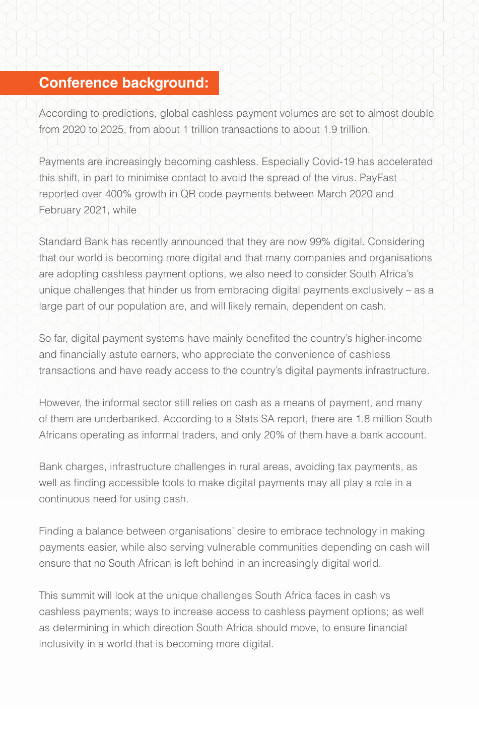## Conference background:

According to predictions, global cashless payment volumes are set to almost double from 2020 to 2025, from about 1 trillion transactions to about 1.9 trillion.

Payments are increasingly becoming cashless. Especially Covid-19 has accelerated this shift, in part to minimise contact to avoid the spread of the virus. PayFast reported over 400% growth in QR code payments between March 2020 and February 2021, while

Standard Bank has recently announced that they are now 99% digital. Considering that our world is becoming more digital and that many companies and organisations are adopting cashless payment options, we also need to consider South Africa's unique challenges that hinder us from embracing digital payments exclusively – as a large part of our population are, and will likely remain, dependent on cash.

So far, digital payment systems have mainly benefited the country's higher-income and financially astute earners, who appreciate the convenience of cashless transactions and have ready access to the country's digital payments infrastructure.

However, the informal sector still relies on cash as a means of payment, and many of them are underbanked. According to a Stats SA report, there are 1.8 million South Africans operating as informal traders, and only 20% of them have a bank account.

Bank charges, infrastructure challenges in rural areas, avoiding tax payments, as well as finding accessible tools to make digital payments may all play a role in a continuous need for using cash.

Finding a balance between organisations' desire to embrace technology in making payments easier, while also serving vulnerable communities depending on cash will ensure that no South African is left behind in an increasingly digital world.

This summit will look at the unique challenges South Africa faces in cash vs cashless payments; ways to increase access to cashless payment options; as well as determining in which direction South Africa should move, to ensure financial inclusivity in a world that is becoming more digital.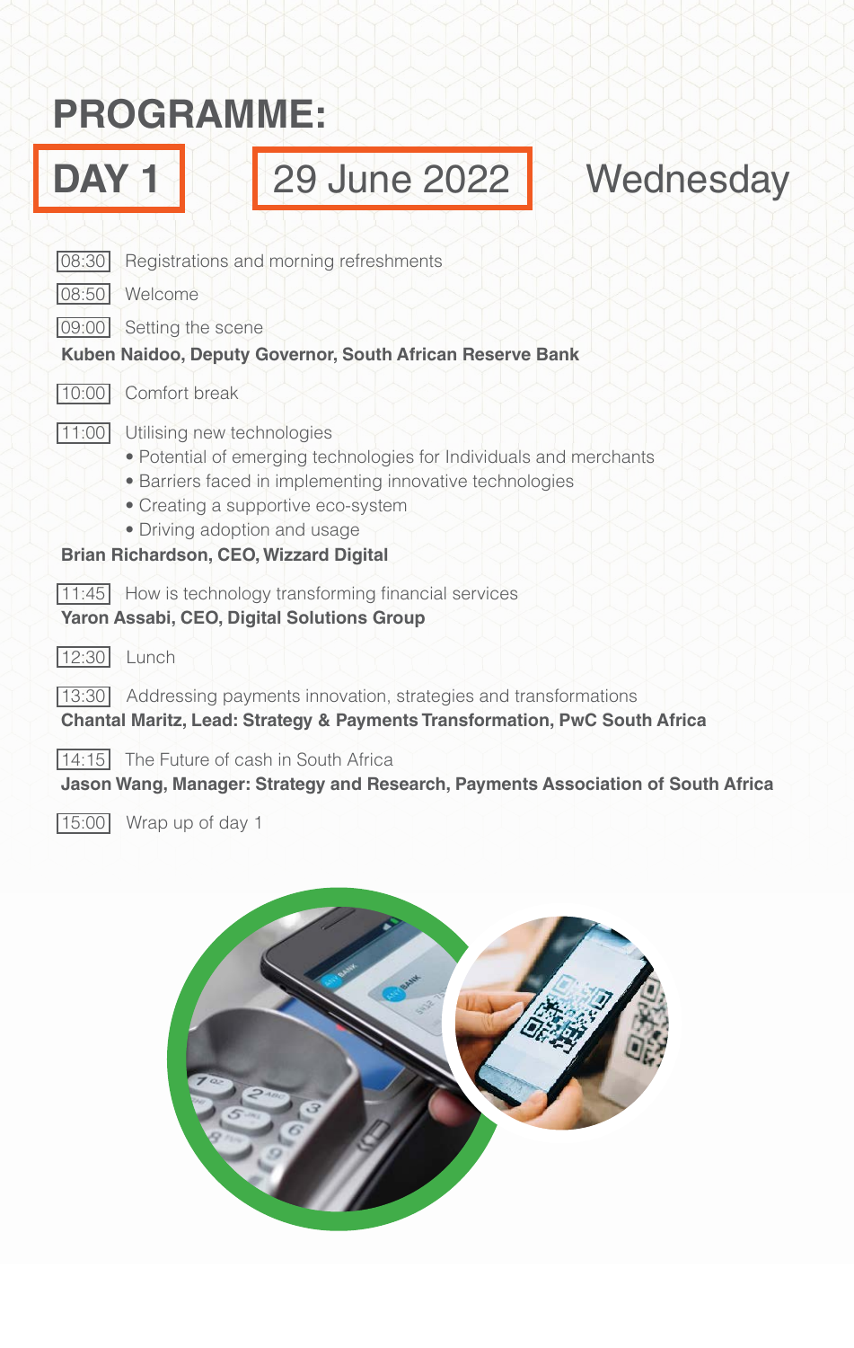# PROGRAMME:

## DAY 1 | 29 June 2022 | Wednesday

08:30 Registrations and morning refreshments

08:50 Welcome

09:00 Setting the scene

**Kuben Naidoo, Deputy Governor, South African Reserve Bank**

10:00 Comfort break

11:00 Utilising new technologies

- Potential of emerging technologies for Individuals and merchants
- Barriers faced in implementing innovative technologies
- Creating a supportive eco-system
- Driving adoption and usage

**Brian Richardson, CEO, Wizzard Digital**

11:45 How is technology transforming financial services

**Yaron Assabi, CEO, Digital Solutions Group**

12:30 Lunch

13:30 Addressing payments innovation, strategies and transformations

**Chantal Maritz, Lead: Strategy & Payments Transformation, PwC South Africa**

14:15 The Future of cash in South Africa

**Jason Wang, Manager: Strategy and Research, Payments Association of South Africa**

15:00 Wrap up of day 1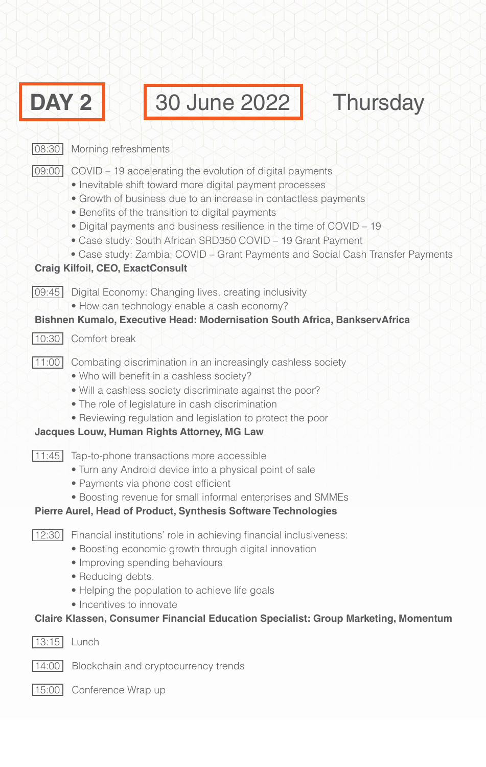# DAY 2 30 June 2022 Thursday

**08:30** Morning refreshments

**09:00** COVID – 19 accelerating the evolution of digital payments

- Inevitable shift toward more digital payment processes
- Growth of business due to an increase in contactless payments
- Benefits of the transition to digital payments
- Digital payments and business resilience in the time of COVID – 19
- Case study: South African SRD350 COVID – 19 Grant Payment
- Case study: Zambia; COVID – Grant Payments and Social Cash Transfer Payments

**Craig Kilfoil, CEO, ExactConsult**

**09:45** Digital Economy: Changing lives, creating inclusivity

- How can technology enable a cash economy?

**Bishnen Kumalo, Executive Head: Modernisation South Africa, BankservAfrica**

**10:30** Comfort break

**11:00** Combating discrimination in an increasingly cashless society

- Who will benefit in a cashless society?
- Will a cashless society discriminate against the poor?
- The role of legislature in cash discrimination
- Reviewing regulation and legislation to protect the poor

**Jacques Louw, Human Rights Attorney, MG Law**

**11:45** Tap-to-phone transactions more accessible

- Turn any Android device into a physical point of sale
- Payments via phone cost efficient
- Boosting revenue for small informal enterprises and SMMEs

**Pierre Aurel, Head of Product, Synthesis Software Technologies**

**12:30** Financial institutions' role in achieving financial inclusiveness:

- Boosting economic growth through digital innovation
- Improving spending behaviours
- Reducing debts.
- Helping the population to achieve life goals
- Incentives to innovate

**Claire Klassen, Consumer Financial Education Specialist: Group Marketing, Momentum**

**13:15** Lunch

**14:00** Blockchain and cryptocurrency trends

**15:00** Conference Wrap up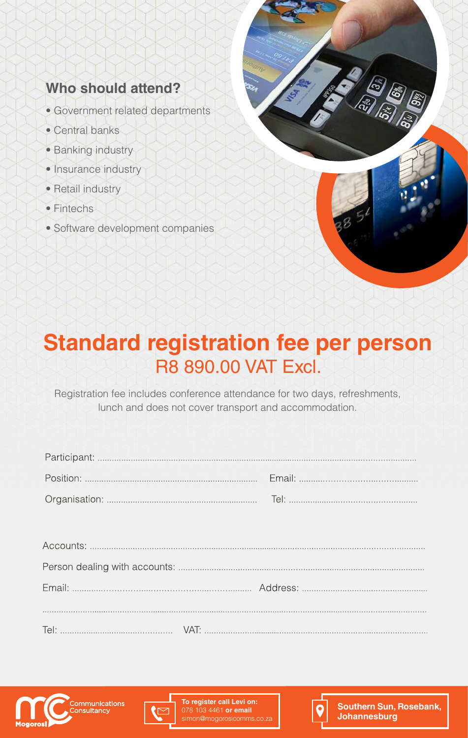## Who should attend?

- Government related departments
- Central banks
- Banking industry
- Insurance industry
- Retail industry
- Fintechs
- Software development companies

## Standard registration fee per person

R8 890.00 VAT Excl.

Registration fee includes conference attendance for two days, refreshments, lunch and does not cover transport and accommodation.

Participant: ..............................................................................................................................

Position: ........................................................................ Email: ......................................

Organisation: .............................................................. Tel: ..................................................

Accounts: ..................................................................................................................................

Person dealing with accounts: ..................................................................................................

Email: ................................................................ Address: ..................................................

..................................................................................................................................................

Tel: ............................................... VAT: ..............................................................................

Mogorosi Communications Consultancy

**To register call Levi on:** 078 103 4461 **or email** simon@mogorosicomms.co.za

**Southern Sun, Rosebank, Johannesburg**